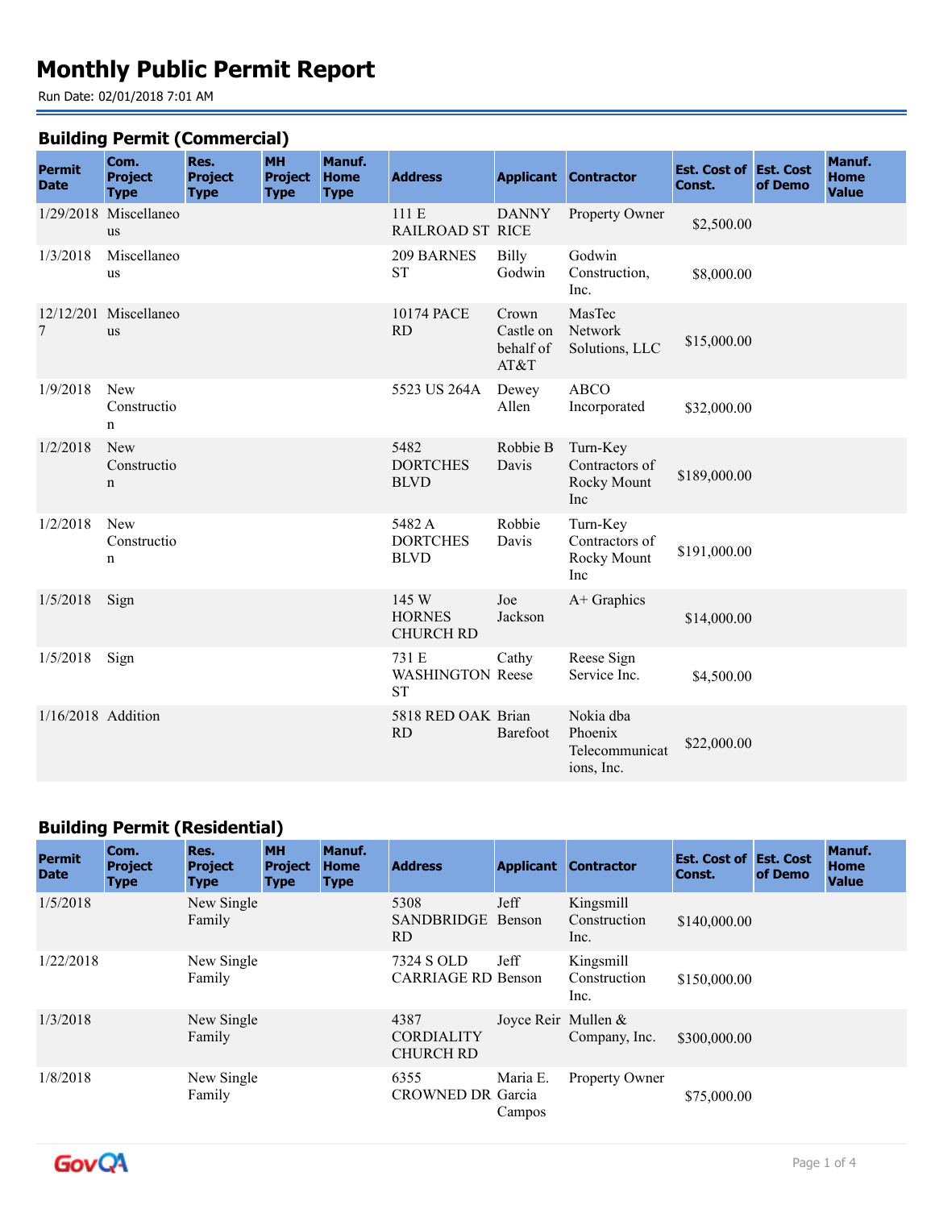# Monthly Public Permit Report

Run Date: 02/01/2018 7:01 AM

## Building Permit (Commercial)

| Permit Date | Com. Project Type | Res. Project Type | MH Project Type | Manuf. Home Type | Address | Applicant | Contractor | Est. Cost of Const. | Est. Cost of Demo | Manuf. Home Value |
|---|---|---|---|---|---|---|---|---|---|---|
| 1/29/2018 | Miscellaneous | | | | 111 E RAILROAD ST | DANNY RICE | Property Owner | $2,500.00 | | |
| 1/3/2018 | Miscellaneous | | | | 209 BARNES ST | Billy Godwin | Godwin Construction, Inc. | $8,000.00 | | |
| 12/12/2017 | Miscellaneous | | | | 10174 PACE RD | Crown Castle on behalf of AT&T | MasTec Network Solutions, LLC | $15,000.00 | | |
| 1/9/2018 | New Construction | | | | 5523 US 264A | Dewey Allen | ABCO Incorporated | $32,000.00 | | |
| 1/2/2018 | New Construction | | | | 5482 DORTCHES BLVD | Robbie B Davis | Turn-Key Contractors of Rocky Mount Inc | $189,000.00 | | |
| 1/2/2018 | New Construction | | | | 5482 A DORTCHES BLVD | Robbie Davis | Turn-Key Contractors of Rocky Mount Inc | $191,000.00 | | |
| 1/5/2018 | Sign | | | | 145 W HORNES CHURCH RD | Joe Jackson | A+ Graphics | $14,000.00 | | |
| 1/5/2018 | Sign | | | | 731 E WASHINGTON ST | Cathy Reese | Reese Sign Service Inc. | $4,500.00 | | |
| 1/16/2018 | Addition | | | | 5818 RED OAK RD | Brian Barefoot | Nokia dba Phoenix Telecommunications, Inc. | $22,000.00 | | |

## Building Permit (Residential)

| Permit Date | Com. Project Type | Res. Project Type | MH Project Type | Manuf. Home Type | Address | Applicant | Contractor | Est. Cost of Const. | Est. Cost of Demo | Manuf. Home Value |
|---|---|---|---|---|---|---|---|---|---|---|
| 1/5/2018 | | New Single Family | | | 5308 SANDBRIDGE RD | Jeff Benson | Kingsmill Construction Inc. | $140,000.00 | | |
| 1/22/2018 | | New Single Family | | | 7324 S OLD CARRIAGE RD | Jeff Benson | Kingsmill Construction Inc. | $150,000.00 | | |
| 1/3/2018 | | New Single Family | | | 4387 CORDIALITY CHURCH RD | Joyce Reir | Mullen & Company, Inc. | $300,000.00 | | |
| 1/8/2018 | | New Single Family | | | 6355 CROWNED DR | Maria E. Garcia Campos | Property Owner | $75,000.00 | | |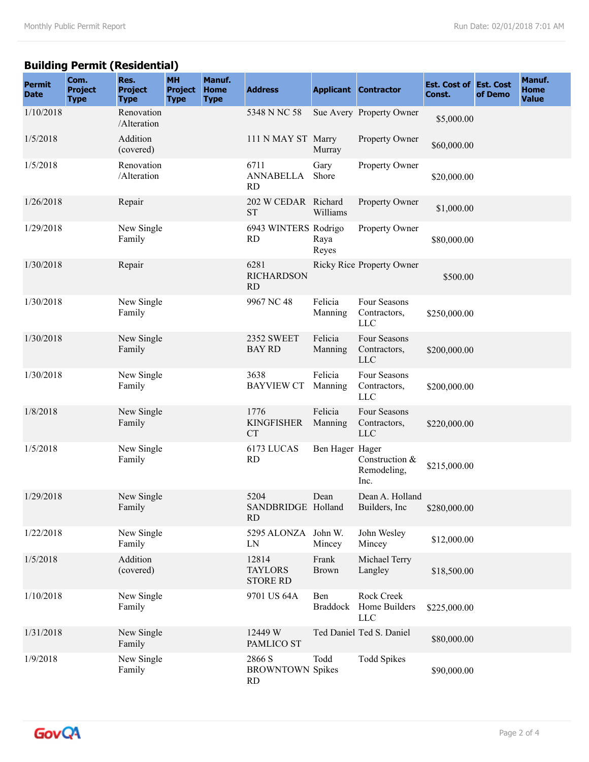## Building Permit (Residential)

| Permit Date | Com. Project Type | Res. Project Type | MH Project Type | Manuf. Home Type | Address | Applicant | Contractor | Est. Cost of Const. | Est. Cost of Demo | Manuf. Home Value |
|---|---|---|---|---|---|---|---|---|---|---|
| 1/10/2018 | | Renovation /Alteration | | | 5348 N NC 58 | Sue Avery | Property Owner | $5,000.00 | | |
| 1/5/2018 | | Addition (covered) | | | 111 N MAY ST | Marry Murray | Property Owner | $60,000.00 | | |
| 1/5/2018 | | Renovation /Alteration | | | 6711 ANNABELLA RD | Gary Shore | Property Owner | $20,000.00 | | |
| 1/26/2018 | | Repair | | | 202 W CEDAR ST | Richard Williams | Property Owner | $1,000.00 | | |
| 1/29/2018 | | New Single Family | | | 6943 WINTERS RD | Rodrigo Raya Reyes | Property Owner | $80,000.00 | | |
| 1/30/2018 | | Repair | | | 6281 RICHARDSON RD | Ricky Rice | Property Owner | $500.00 | | |
| 1/30/2018 | | New Single Family | | | 9967 NC 48 | Felicia Manning | Four Seasons Contractors, LLC | $250,000.00 | | |
| 1/30/2018 | | New Single Family | | | 2352 SWEET BAY RD | Felicia Manning | Four Seasons Contractors, LLC | $200,000.00 | | |
| 1/30/2018 | | New Single Family | | | 3638 BAYVIEW CT | Felicia Manning | Four Seasons Contractors, LLC | $200,000.00 | | |
| 1/8/2018 | | New Single Family | | | 1776 KINGFISHER CT | Felicia Manning | Four Seasons Contractors, LLC | $220,000.00 | | |
| 1/5/2018 | | New Single Family | | | 6173 LUCAS RD | Ben Hager | Hager Construction & Remodeling, Inc. | $215,000.00 | | |
| 1/29/2018 | | New Single Family | | | 5204 SANDBRIDGE RD | Dean Holland | Dean A. Holland Builders, Inc | $280,000.00 | | |
| 1/22/2018 | | New Single Family | | | 5295 ALONZA LN | John W. Mincey | John Wesley Mincey | $12,000.00 | | |
| 1/5/2018 | | Addition (covered) | | | 12814 TAYLORS STORE RD | Frank Brown | Michael Terry Langley | $18,500.00 | | |
| 1/10/2018 | | New Single Family | | | 9701 US 64A | Ben Braddock | Rock Creek Home Builders LLC | $225,000.00 | | |
| 1/31/2018 | | New Single Family | | | 12449 W PAMLICO ST | Ted Daniel | Ted S. Daniel | $80,000.00 | | |
| 1/9/2018 | | New Single Family | | | 2866 S BROWNTOWN RD | Todd Spikes | Todd Spikes | $90,000.00 | | |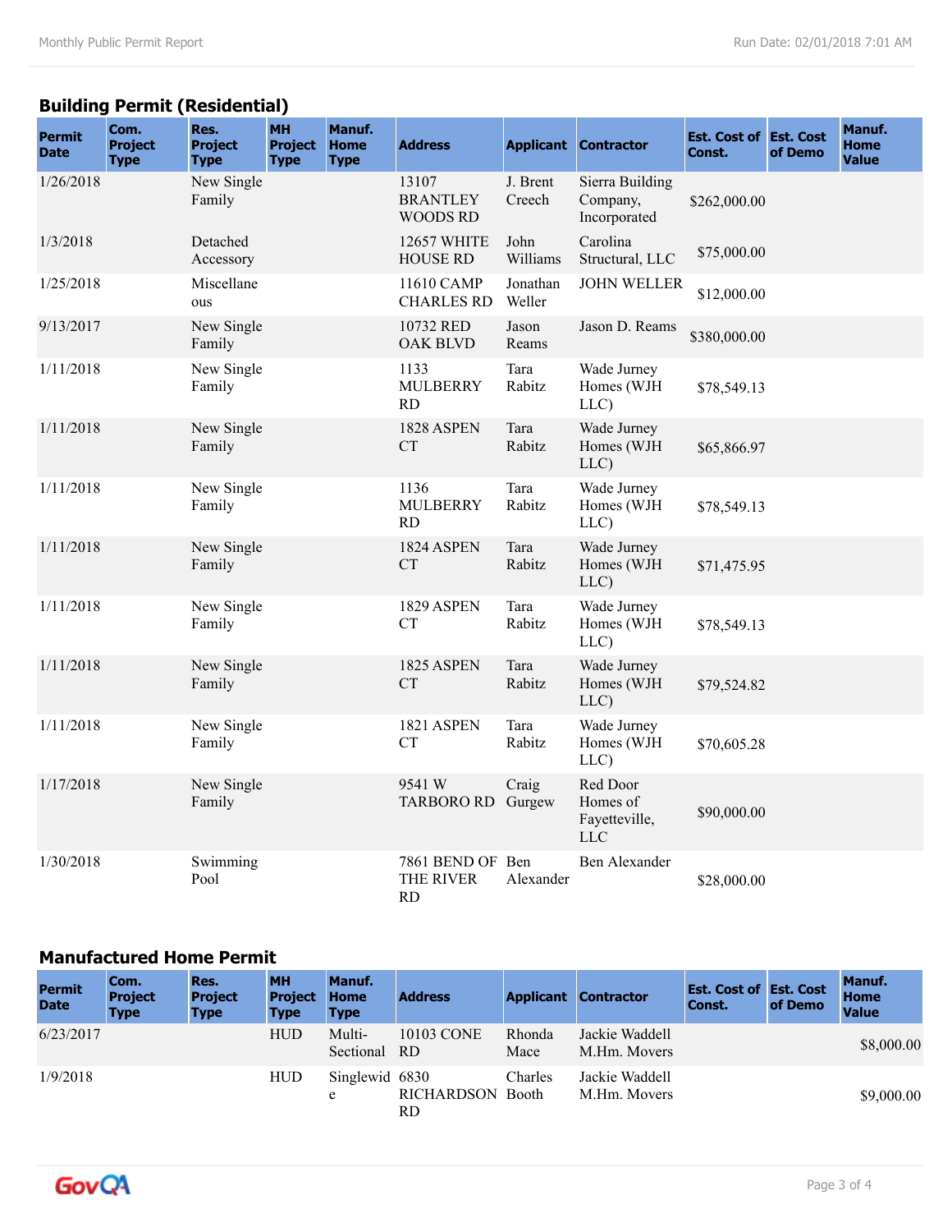## Building Permit (Residential)

| Permit Date | Com. Project Type | Res. Project Type | MH Project Type | Manuf. Home Type | Address | Applicant | Contractor | Est. Cost of Const. | Est. Cost of Demo | Manuf. Home Value |
|---|---|---|---|---|---|---|---|---|---|---|
| 1/26/2018 | | New Single Family | | | 13107 BRANTLEY WOODS RD | J. Brent Creech | Sierra Building Company, Incorporated | $262,000.00 | | |
| 1/3/2018 | | Detached Accessory | | | 12657 WHITE HOUSE RD | John Williams | Carolina Structural, LLC | $75,000.00 | | |
| 1/25/2018 | | Miscellaneous | | | 11610 CAMP CHARLES RD | Jonathan Weller | JOHN WELLER | $12,000.00 | | |
| 9/13/2017 | | New Single Family | | | 10732 RED OAK BLVD | Jason Reams | Jason D. Reams | $380,000.00 | | |
| 1/11/2018 | | New Single Family | | | 1133 MULBERRY RD | Tara Rabitz | Wade Jurney Homes (WJH LLC) | $78,549.13 | | |
| 1/11/2018 | | New Single Family | | | 1828 ASPEN CT | Tara Rabitz | Wade Jurney Homes (WJH LLC) | $65,866.97 | | |
| 1/11/2018 | | New Single Family | | | 1136 MULBERRY RD | Tara Rabitz | Wade Jurney Homes (WJH LLC) | $78,549.13 | | |
| 1/11/2018 | | New Single Family | | | 1824 ASPEN CT | Tara Rabitz | Wade Jurney Homes (WJH LLC) | $71,475.95 | | |
| 1/11/2018 | | New Single Family | | | 1829 ASPEN CT | Tara Rabitz | Wade Jurney Homes (WJH LLC) | $78,549.13 | | |
| 1/11/2018 | | New Single Family | | | 1825 ASPEN CT | Tara Rabitz | Wade Jurney Homes (WJH LLC) | $79,524.82 | | |
| 1/11/2018 | | New Single Family | | | 1821 ASPEN CT | Tara Rabitz | Wade Jurney Homes (WJH LLC) | $70,605.28 | | |
| 1/17/2018 | | New Single Family | | | 9541 W TARBORO RD | Craig Gurgew | Red Door Homes of Fayetteville, LLC | $90,000.00 | | |
| 1/30/2018 | | Swimming Pool | | | 7861 BEND OF THE RIVER RD | Ben Alexander | Ben Alexander | $28,000.00 | | |

## Manufactured Home Permit

| Permit Date | Com. Project Type | Res. Project Type | MH Project Type | Manuf. Home Type | Address | Applicant | Contractor | Est. Cost of Const. | Est. Cost of Demo | Manuf. Home Value |
|---|---|---|---|---|---|---|---|---|---|---|
| 6/23/2017 | | | HUD | Multi-Sectional | 10103 CONE RD | Rhonda Mace | Jackie Waddell M.Hm. Movers | | | $8,000.00 |
| 1/9/2018 | | | HUD | Singlewide | 6830 RICHARDSON RD | Charles Booth | Jackie Waddell M.Hm. Movers | | | $9,000.00 |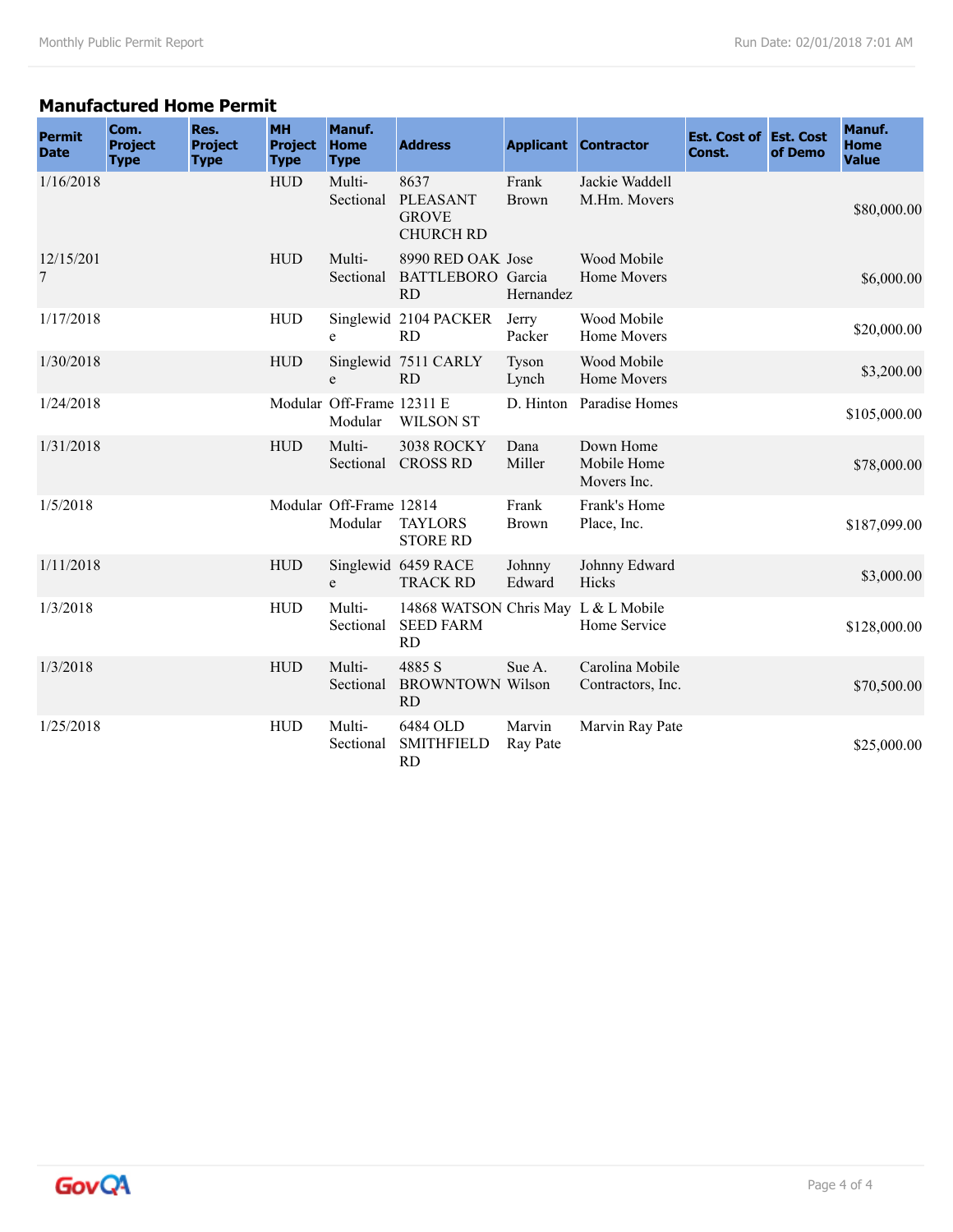## Manufactured Home Permit

| Permit Date | Com. Project Type | Res. Project Type | MH Project Type | Manuf. Home Type | Address | Applicant | Contractor | Est. Cost of Const. | Est. Cost of Demo | Manuf. Home Value |
|---|---|---|---|---|---|---|---|---|---|---|
| 1/16/2018 | | | HUD | Multi-Sectional | 8637 PLEASANT GROVE CHURCH RD | Frank Brown | Jackie Waddell M.Hm. Movers | | | $80,000.00 |
| 12/15/2017 | | | HUD | Multi-Sectional | 8990 RED OAK BATTLEBORO RD | Jose Garcia Hernandez | Wood Mobile Home Movers | | | $6,000.00 |
| 1/17/2018 | | | HUD | Singlewide | 2104 PACKER RD | Jerry Packer | Wood Mobile Home Movers | | | $20,000.00 |
| 1/30/2018 | | | HUD | Singlewide | 7511 CARLY RD | Tyson Lynch | Wood Mobile Home Movers | | | $3,200.00 |
| 1/24/2018 | | | Modular | Off-Frame Modular | 12311 E WILSON ST | D. Hinton | Paradise Homes | | | $105,000.00 |
| 1/31/2018 | | | HUD | Multi-Sectional | 3038 ROCKY CROSS RD | Dana Miller | Down Home Mobile Home Movers Inc. | | | $78,000.00 |
| 1/5/2018 | | | Modular | Off-Frame Modular | 12814 TAYLORS STORE RD | Frank Brown | Frank's Home Place, Inc. | | | $187,099.00 |
| 1/11/2018 | | | HUD | Singlewide | 6459 RACE TRACK RD | Johnny Edward | Johnny Edward Hicks | | | $3,000.00 |
| 1/3/2018 | | | HUD | Multi-Sectional | 14868 WATSON SEED FARM RD | Chris May | L & L Mobile Home Service | | | $128,000.00 |
| 1/3/2018 | | | HUD | Multi-Sectional | 4885 S BROWNTOWN RD | Sue A. Wilson | Carolina Mobile Contractors, Inc. | | | $70,500.00 |
| 1/25/2018 | | | HUD | Multi-Sectional | 6484 OLD SMITHFIELD RD | Marvin Ray Pate | Marvin Ray Pate | | | $25,000.00 |